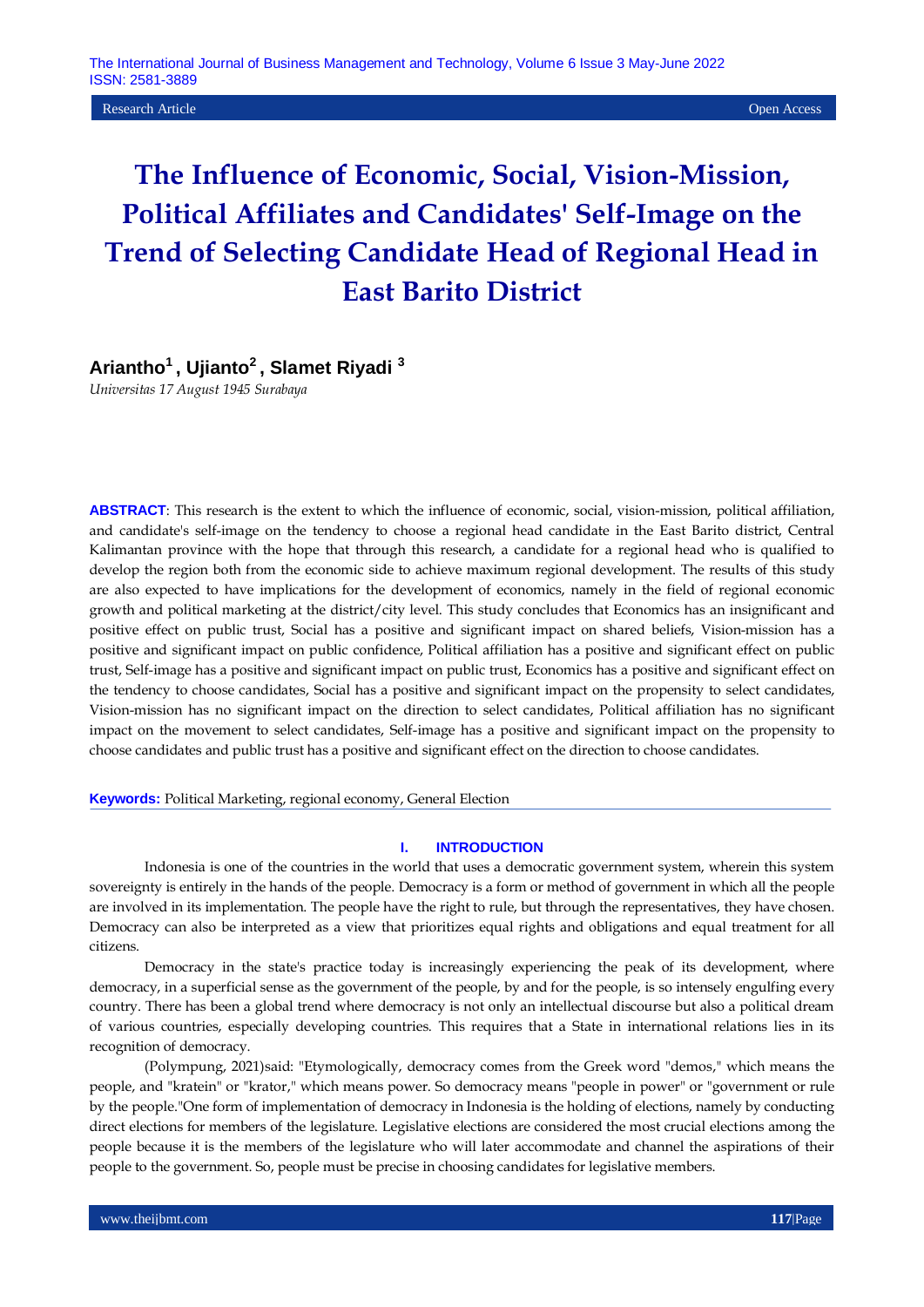Research Article Open Access

# The Influence of Economic, Social, Vision-Mission, Political Affiliates and Candidates' Self-Image on the Trend of Selecting Candidate Head of Regional Head in East Barito District

**Ariantho[1] , Ujianto[2] , Slamet Riyadi [3]**

*Universitas 17 August 1945 Surabaya*

**ABSTRACT**: This research is the extent to which the influence of economic, social, vision-mission, political affiliation, and candidate's self-image on the tendency to choose a regional head candidate in the East Barito district, Central Kalimantan province with the hope that through this research, a candidate for a regional head who is qualified to develop the region both from the economic side to achieve maximum regional development. The results of this study are also expected to have implications for the development of economics, namely in the field of regional economic growth and political marketing at the district/city level. This study concludes that Economics has an insignificant and positive effect on public trust, Social has a positive and significant impact on shared beliefs, Vision-mission has a positive and significant impact on public confidence, Political affiliation has a positive and significant effect on public trust, Self-image has a positive and significant impact on public trust, Economics has a positive and significant effect on the tendency to choose candidates, Social has a positive and significant impact on the propensity to select candidates, Vision-mission has no significant impact on the direction to select candidates, Political affiliation has no significant impact on the movement to select candidates, Self-image has a positive and significant impact on the propensity to choose candidates and public trust has a positive and significant effect on the direction to choose candidates.

**Keywords:** Political Marketing, regional economy, General Election

## I. INTRODUCTION

Indonesia is one of the countries in the world that uses a democratic government system, wherein this system sovereignty is entirely in the hands of the people. Democracy is a form or method of government in which all the people are involved in its implementation. The people have the right to rule, but through the representatives, they have chosen. Democracy can also be interpreted as a view that prioritizes equal rights and obligations and equal treatment for all citizens.

Democracy in the state's practice today is increasingly experiencing the peak of its development, where democracy, in a superficial sense as the government of the people, by and for the people, is so intensely engulfing every country. There has been a global trend where democracy is not only an intellectual discourse but also a political dream of various countries, especially developing countries. This requires that a State in international relations lies in its recognition of democracy.

(Polympung, 2021)said: "Etymologically, democracy comes from the Greek word "demos," which means the people, and "kratein" or "krator," which means power. So democracy means "people in power" or "government or rule by the people."One form of implementation of democracy in Indonesia is the holding of elections, namely by conducting direct elections for members of the legislature. Legislative elections are considered the most crucial elections among the people because it is the members of the legislature who will later accommodate and channel the aspirations of their people to the government. So, people must be precise in choosing candidates for legislative members.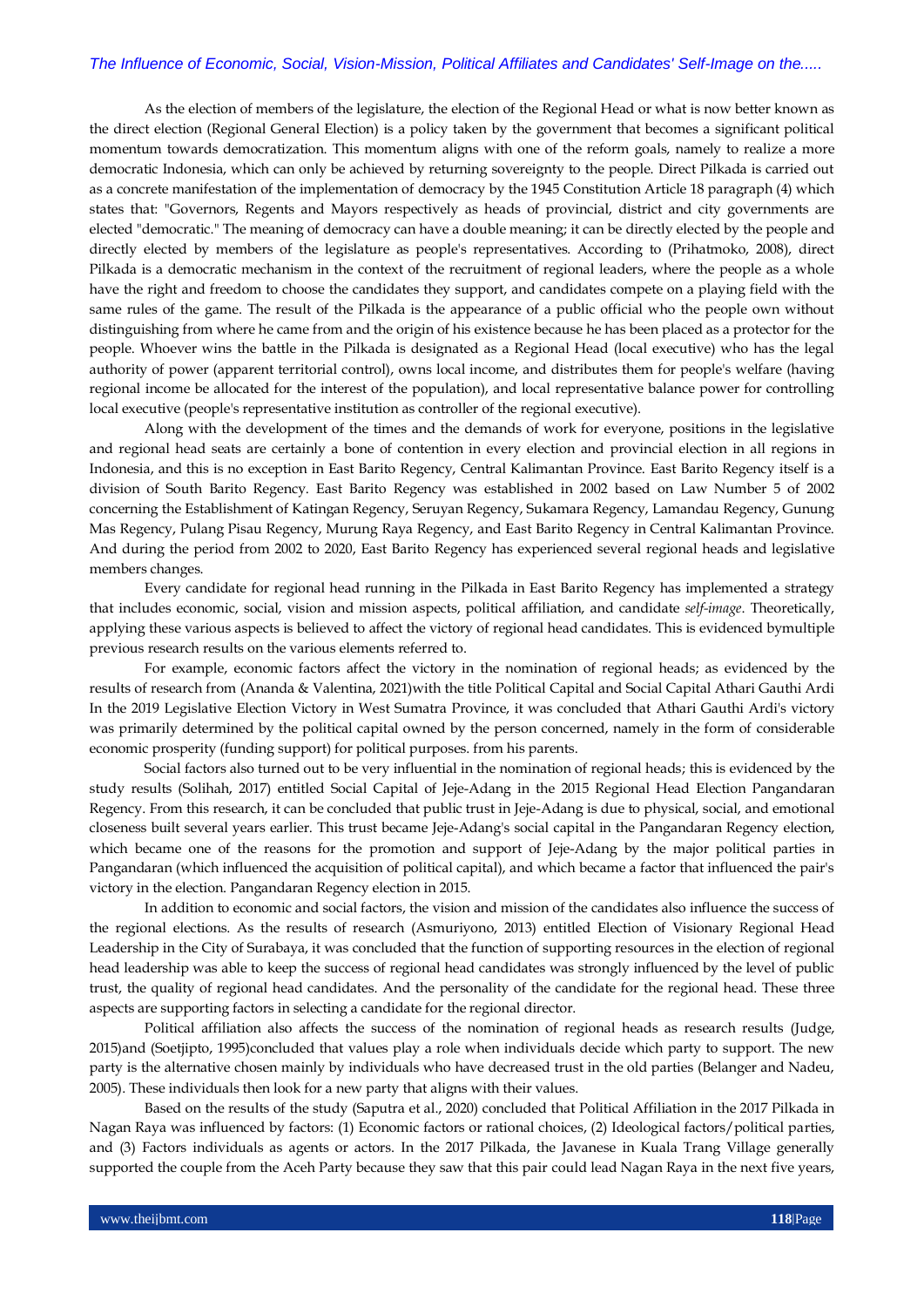As the election of members of the legislature, the election of the Regional Head or what is now better known as the direct election (Regional General Election) is a policy taken by the government that becomes a significant political momentum towards democratization. This momentum aligns with one of the reform goals, namely to realize a more democratic Indonesia, which can only be achieved by returning sovereignty to the people. Direct Pilkada is carried out as a concrete manifestation of the implementation of democracy by the 1945 Constitution Article 18 paragraph (4) which states that: "Governors, Regents and Mayors respectively as heads of provincial, district and city governments are elected "democratic." The meaning of democracy can have a double meaning; it can be directly elected by the people and directly elected by members of the legislature as people's representatives. According to (Prihatmoko, 2008), direct Pilkada is a democratic mechanism in the context of the recruitment of regional leaders, where the people as a whole have the right and freedom to choose the candidates they support, and candidates compete on a playing field with the same rules of the game. The result of the Pilkada is the appearance of a public official who the people own without distinguishing from where he came from and the origin of his existence because he has been placed as a protector for the people. Whoever wins the battle in the Pilkada is designated as a Regional Head (local executive) who has the legal authority of power (apparent territorial control), owns local income, and distributes them for people's welfare (having regional income be allocated for the interest of the population), and local representative balance power for controlling local executive (people's representative institution as controller of the regional executive).

Along with the development of the times and the demands of work for everyone, positions in the legislative and regional head seats are certainly a bone of contention in every election and provincial election in all regions in Indonesia, and this is no exception in East Barito Regency, Central Kalimantan Province. East Barito Regency itself is a division of South Barito Regency. East Barito Regency was established in 2002 based on Law Number 5 of 2002 concerning the Establishment of Katingan Regency, Seruyan Regency, Sukamara Regency, Lamandau Regency, Gunung Mas Regency, Pulang Pisau Regency, Murung Raya Regency, and East Barito Regency in Central Kalimantan Province. And during the period from 2002 to 2020, East Barito Regency has experienced several regional heads and legislative members changes.

Every candidate for regional head running in the Pilkada in East Barito Regency has implemented a strategy that includes economic, social, vision and mission aspects, political affiliation, and candidate *self-image*. Theoretically, applying these various aspects is believed to affect the victory of regional head candidates. This is evidenced bymultiple previous research results on the various elements referred to.

For example, economic factors affect the victory in the nomination of regional heads; as evidenced by the results of research from (Ananda & Valentina, 2021)with the title Political Capital and Social Capital Athari Gauthi Ardi In the 2019 Legislative Election Victory in West Sumatra Province, it was concluded that Athari Gauthi Ardi's victory was primarily determined by the political capital owned by the person concerned, namely in the form of considerable economic prosperity (funding support) for political purposes. from his parents.

Social factors also turned out to be very influential in the nomination of regional heads; this is evidenced by the study results (Solihah, 2017) entitled Social Capital of Jeje-Adang in the 2015 Regional Head Election Pangandaran Regency. From this research, it can be concluded that public trust in Jeje-Adang is due to physical, social, and emotional closeness built several years earlier. This trust became Jeje-Adang's social capital in the Pangandaran Regency election, which became one of the reasons for the promotion and support of Jeje-Adang by the major political parties in Pangandaran (which influenced the acquisition of political capital), and which became a factor that influenced the pair's victory in the election. Pangandaran Regency election in 2015.

In addition to economic and social factors, the vision and mission of the candidates also influence the success of the regional elections. As the results of research (Asmuriyono, 2013) entitled Election of Visionary Regional Head Leadership in the City of Surabaya, it was concluded that the function of supporting resources in the election of regional head leadership was able to keep the success of regional head candidates was strongly influenced by the level of public trust, the quality of regional head candidates. And the personality of the candidate for the regional head. These three aspects are supporting factors in selecting a candidate for the regional director.

Political affiliation also affects the success of the nomination of regional heads as research results (Judge, 2015)and (Soetjipto, 1995)concluded that values play a role when individuals decide which party to support. The new party is the alternative chosen mainly by individuals who have decreased trust in the old parties (Belanger and Nadeu, 2005). These individuals then look for a new party that aligns with their values.

Based on the results of the study (Saputra et al., 2020) concluded that Political Affiliation in the 2017 Pilkada in Nagan Raya was influenced by factors: (1) Economic factors or rational choices, (2) Ideological factors/political parties, and (3) Factors individuals as agents or actors. In the 2017 Pilkada, the Javanese in Kuala Trang Village generally supported the couple from the Aceh Party because they saw that this pair could lead Nagan Raya in the next five years,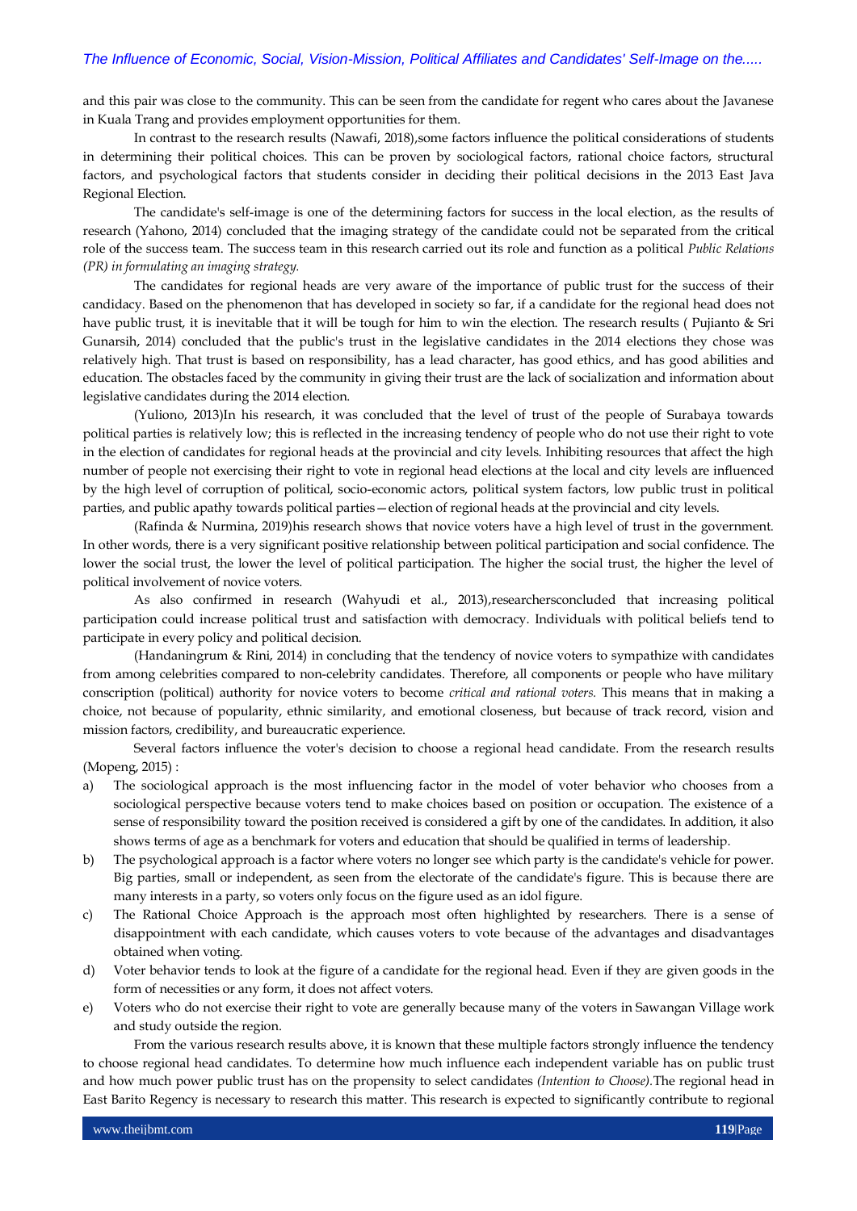and this pair was close to the community. This can be seen from the candidate for regent who cares about the Javanese in Kuala Trang and provides employment opportunities for them.

In contrast to the research results (Nawafi, 2018),some factors influence the political considerations of students in determining their political choices. This can be proven by sociological factors, rational choice factors, structural factors, and psychological factors that students consider in deciding their political decisions in the 2013 East Java Regional Election.

The candidate's self-image is one of the determining factors for success in the local election, as the results of research (Yahono, 2014) concluded that the imaging strategy of the candidate could not be separated from the critical role of the success team. The success team in this research carried out its role and function as a political *Public Relations (PR) in formulating an imaging strategy.*

The candidates for regional heads are very aware of the importance of public trust for the success of their candidacy. Based on the phenomenon that has developed in society so far, if a candidate for the regional head does not have public trust, it is inevitable that it will be tough for him to win the election. The research results ( Pujianto & Sri Gunarsih, 2014) concluded that the public's trust in the legislative candidates in the 2014 elections they chose was relatively high. That trust is based on responsibility, has a lead character, has good ethics, and has good abilities and education. The obstacles faced by the community in giving their trust are the lack of socialization and information about legislative candidates during the 2014 election.

(Yuliono, 2013)In his research, it was concluded that the level of trust of the people of Surabaya towards political parties is relatively low; this is reflected in the increasing tendency of people who do not use their right to vote in the election of candidates for regional heads at the provincial and city levels. Inhibiting resources that affect the high number of people not exercising their right to vote in regional head elections at the local and city levels are influenced by the high level of corruption of political, socio-economic actors, political system factors, low public trust in political parties, and public apathy towards political parties—election of regional heads at the provincial and city levels.

(Rafinda & Nurmina, 2019)his research shows that novice voters have a high level of trust in the government. In other words, there is a very significant positive relationship between political participation and social confidence. The lower the social trust, the lower the level of political participation. The higher the social trust, the higher the level of political involvement of novice voters.

As also confirmed in research (Wahyudi et al., 2013),researchersconcluded that increasing political participation could increase political trust and satisfaction with democracy. Individuals with political beliefs tend to participate in every policy and political decision.

(Handaningrum & Rini, 2014) in concluding that the tendency of novice voters to sympathize with candidates from among celebrities compared to non-celebrity candidates. Therefore, all components or people who have military conscription (political) authority for novice voters to become *critical and rational voters.* This means that in making a choice, not because of popularity, ethnic similarity, and emotional closeness, but because of track record, vision and mission factors, credibility, and bureaucratic experience.

Several factors influence the voter's decision to choose a regional head candidate. From the research results (Mopeng, 2015) :

a) The sociological approach is the most influencing factor in the model of voter behavior who chooses from a sociological perspective because voters tend to make choices based on position or occupation. The existence of a sense of responsibility toward the position received is considered a gift by one of the candidates. In addition, it also shows terms of age as a benchmark for voters and education that should be qualified in terms of leadership.
b) The psychological approach is a factor where voters no longer see which party is the candidate's vehicle for power. Big parties, small or independent, as seen from the electorate of the candidate's figure. This is because there are many interests in a party, so voters only focus on the figure used as an idol figure.
c) The Rational Choice Approach is the approach most often highlighted by researchers. There is a sense of disappointment with each candidate, which causes voters to vote because of the advantages and disadvantages obtained when voting.
d) Voter behavior tends to look at the figure of a candidate for the regional head. Even if they are given goods in the form of necessities or any form, it does not affect voters.
e) Voters who do not exercise their right to vote are generally because many of the voters in Sawangan Village work and study outside the region.

From the various research results above, it is known that these multiple factors strongly influence the tendency to choose regional head candidates. To determine how much influence each independent variable has on public trust and how much power public trust has on the propensity to select candidates *(Intention to Choose).*The regional head in East Barito Regency is necessary to research this matter. This research is expected to significantly contribute to regional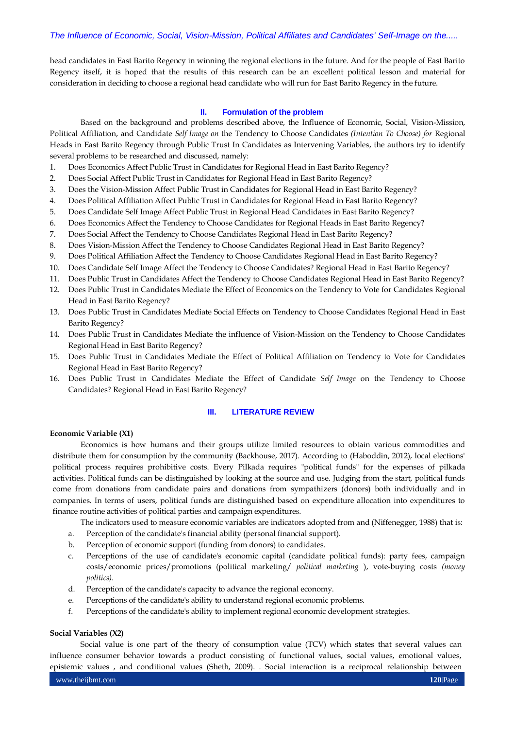head candidates in East Barito Regency in winning the regional elections in the future. And for the people of East Barito Regency itself, it is hoped that the results of this research can be an excellent political lesson and material for consideration in deciding to choose a regional head candidate who will run for East Barito Regency in the future.

## II. Formulation of the problem

Based on the background and problems described above, the Influence of Economic, Social, Vision-Mission, Political Affiliation, and Candidate *Self Image on* the Tendency to Choose Candidates *(Intention To Choose) for* Regional Heads in East Barito Regency through Public Trust In Candidates as Intervening Variables, the authors try to identify several problems to be researched and discussed, namely:

1. Does Economics Affect Public Trust in Candidates for Regional Head in East Barito Regency?
2. Does Social Affect Public Trust in Candidates for Regional Head in East Barito Regency?
3. Does the Vision-Mission Affect Public Trust in Candidates for Regional Head in East Barito Regency?
4. Does Political Affiliation Affect Public Trust in Candidates for Regional Head in East Barito Regency?
5. Does Candidate Self Image Affect Public Trust in Regional Head Candidates in East Barito Regency?
6. Does Economics Affect the Tendency to Choose Candidates for Regional Heads in East Barito Regency?
7. Does Social Affect the Tendency to Choose Candidates Regional Head in East Barito Regency?
8. Does Vision-Mission Affect the Tendency to Choose Candidates Regional Head in East Barito Regency?
9. Does Political Affiliation Affect the Tendency to Choose Candidates Regional Head in East Barito Regency?
10. Does Candidate Self Image Affect the Tendency to Choose Candidates? Regional Head in East Barito Regency?
11. Does Public Trust in Candidates Affect the Tendency to Choose Candidates Regional Head in East Barito Regency?
12. Does Public Trust in Candidates Mediate the Effect of Economics on the Tendency to Vote for Candidates Regional Head in East Barito Regency?
13. Does Public Trust in Candidates Mediate Social Effects on Tendency to Choose Candidates Regional Head in East Barito Regency?
14. Does Public Trust in Candidates Mediate the influence of Vision-Mission on the Tendency to Choose Candidates Regional Head in East Barito Regency?
15. Does Public Trust in Candidates Mediate the Effect of Political Affiliation on Tendency to Vote for Candidates Regional Head in East Barito Regency?
16. Does Public Trust in Candidates Mediate the Effect of Candidate *Self Image* on the Tendency to Choose Candidates? Regional Head in East Barito Regency?

## III. LITERATURE REVIEW

**Economic Variable (X1)**

Economics is how humans and their groups utilize limited resources to obtain various commodities and distribute them for consumption by the community (Backhouse, 2017). According to (Haboddin, 2012), local elections' political process requires prohibitive costs. Every Pilkada requires "political funds" for the expenses of pilkada activities. Political funds can be distinguished by looking at the source and use. Judging from the start, political funds come from donations from candidate pairs and donations from sympathizers (donors) both individually and in companies. In terms of users, political funds are distinguished based on expenditure allocation into expenditures to finance routine activities of political parties and campaign expenditures.

The indicators used to measure economic variables are indicators adopted from and (Niffenegger, 1988) that is:

a. Perception of the candidate's financial ability (personal financial support).
b. Perception of economic support (funding from donors) to candidates.
c. Perceptions of the use of candidate's economic capital (candidate political funds): party fees, campaign costs/economic prices/promotions (political marketing/ *political marketing* ), vote-buying costs *(money politics)*.
d. Perception of the candidate's capacity to advance the regional economy.
e. Perceptions of the candidate's ability to understand regional economic problems.
f. Perceptions of the candidate's ability to implement regional economic development strategies.

**Social Variables (X2)**

Social value is one part of the theory of consumption value (TCV) which states that several values can influence consumer behavior towards a product consisting of functional values, social values, emotional values, epistemic values , and conditional values (Sheth, 2009). . Social interaction is a reciprocal relationship between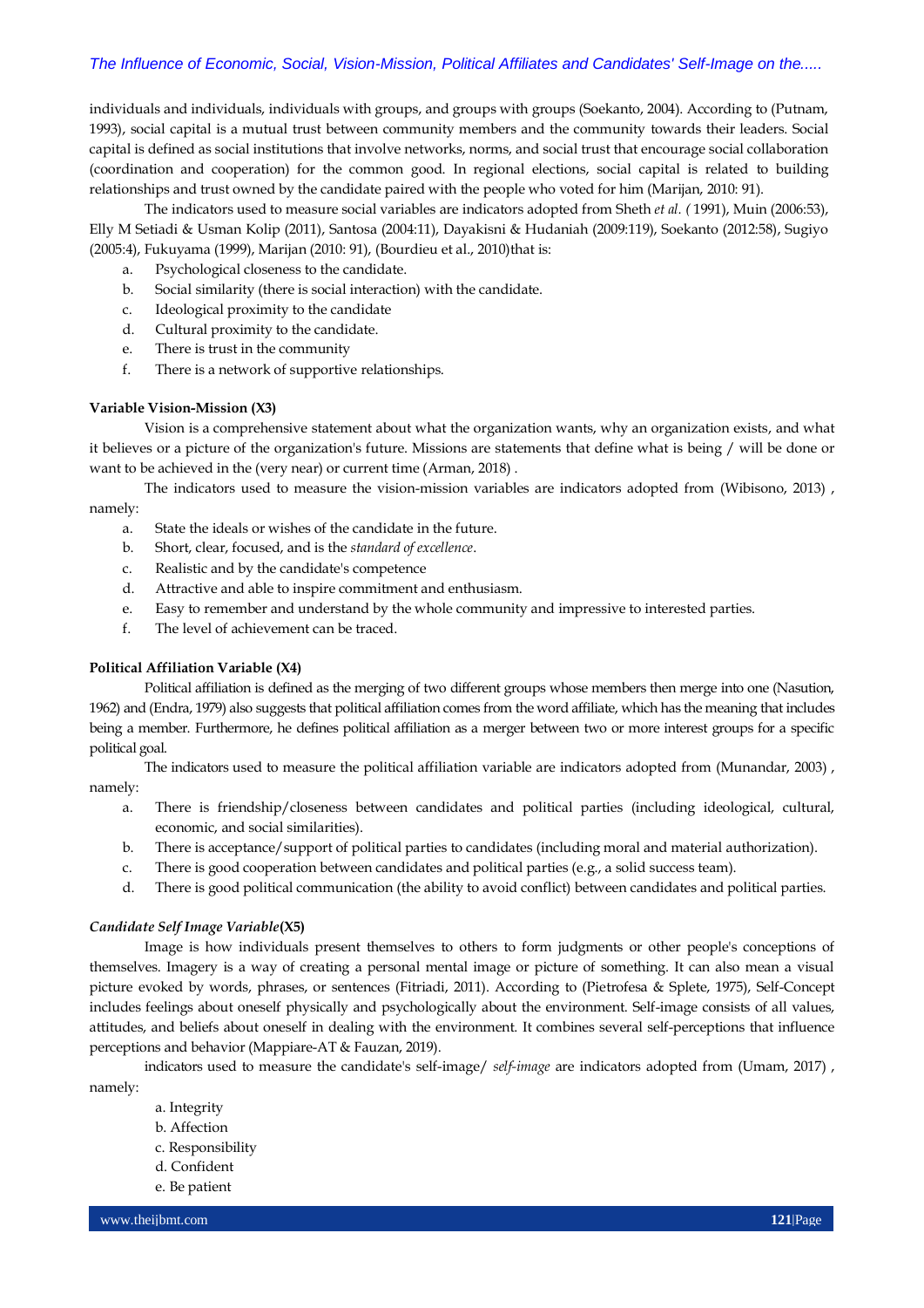individuals and individuals, individuals with groups, and groups with groups (Soekanto, 2004). According to (Putnam, 1993), social capital is a mutual trust between community members and the community towards their leaders. Social capital is defined as social institutions that involve networks, norms, and social trust that encourage social collaboration (coordination and cooperation) for the common good. In regional elections, social capital is related to building relationships and trust owned by the candidate paired with the people who voted for him (Marijan, 2010: 91).

The indicators used to measure social variables are indicators adopted from Sheth *et al. (* 1991), Muin (2006:53), Elly M Setiadi & Usman Kolip (2011), Santosa (2004:11), Dayakisni & Hudaniah (2009:119), Soekanto (2012:58), Sugiyo (2005:4), Fukuyama (1999), Marijan (2010: 91), (Bourdieu et al., 2010)that is:

a. Psychological closeness to the candidate.
b. Social similarity (there is social interaction) with the candidate.
c. Ideological proximity to the candidate
d. Cultural proximity to the candidate.
e. There is trust in the community
f. There is a network of supportive relationships.

**Variable Vision-Mission (X3)**

Vision is a comprehensive statement about what the organization wants, why an organization exists, and what it believes or a picture of the organization's future. Missions are statements that define what is being / will be done or want to be achieved in the (very near) or current time (Arman, 2018) .

The indicators used to measure the vision-mission variables are indicators adopted from (Wibisono, 2013) , namely:

a. State the ideals or wishes of the candidate in the future.
b. Short, clear, focused, and is the *standard of excellence*.
c. Realistic and by the candidate's competence
d. Attractive and able to inspire commitment and enthusiasm.
e. Easy to remember and understand by the whole community and impressive to interested parties.
f. The level of achievement can be traced.

**Political Affiliation Variable (X4)**

Political affiliation is defined as the merging of two different groups whose members then merge into one (Nasution, 1962) and (Endra, 1979) also suggests that political affiliation comes from the word affiliate, which has the meaning that includes being a member. Furthermore, he defines political affiliation as a merger between two or more interest groups for a specific political goal.

The indicators used to measure the political affiliation variable are indicators adopted from (Munandar, 2003) , namely:

a. There is friendship/closeness between candidates and political parties (including ideological, cultural, economic, and social similarities).
b. There is acceptance/support of political parties to candidates (including moral and material authorization).
c. There is good cooperation between candidates and political parties (e.g., a solid success team).
d. There is good political communication (the ability to avoid conflict) between candidates and political parties.

***Candidate Self Image Variable*(X5)**

Image is how individuals present themselves to others to form judgments or other people's conceptions of themselves. Imagery is a way of creating a personal mental image or picture of something. It can also mean a visual picture evoked by words, phrases, or sentences (Fitriadi, 2011). According to (Pietrofesa & Splete, 1975), Self-Concept includes feelings about oneself physically and psychologically about the environment. Self-image consists of all values, attitudes, and beliefs about oneself in dealing with the environment. It combines several self-perceptions that influence perceptions and behavior (Mappiare-AT & Fauzan, 2019).

indicators used to measure the candidate's self-image/ *self-image* are indicators adopted from (Umam, 2017) , namely:

a. Integrity
b. Affection
c. Responsibility
d. Confident
e. Be patient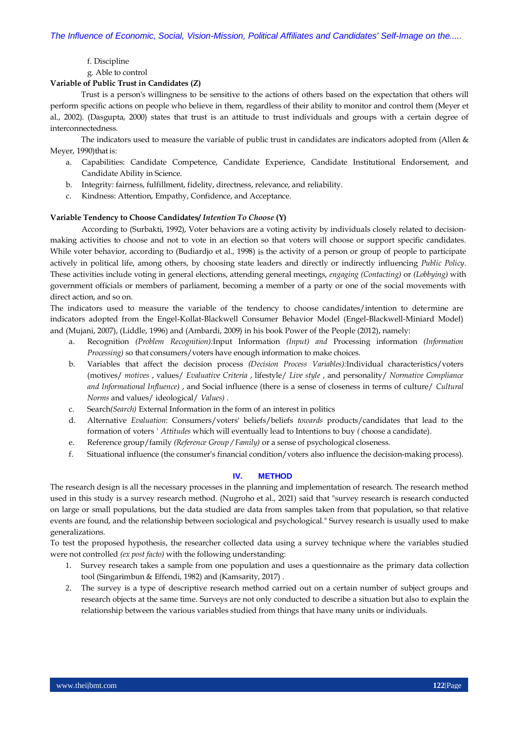f. Discipline

g. Able to control

**Variable of Public Trust in Candidates (Z)**

Trust is a person's willingness to be sensitive to the actions of others based on the expectation that others will perform specific actions on people who believe in them, regardless of their ability to monitor and control them (Meyer et al., 2002). (Dasgupta, 2000) states that trust is an attitude to trust individuals and groups with a certain degree of interconnectedness.

The indicators used to measure the variable of public trust in candidates are indicators adopted from (Allen & Meyer, 1990)that is:

a. Capabilities: Candidate Competence, Candidate Experience, Candidate Institutional Endorsement, and Candidate Ability in Science.
b. Integrity: fairness, fulfillment, fidelity, directness, relevance, and reliability.
c. Kindness: Attention, Empathy, Confidence, and Acceptance.

**Variable Tendency to Choose Candidates/ *Intention To Choose* (Y)**

According to (Surbakti, 1992), Voter behaviors are a voting activity by individuals closely related to decision-making activities to choose and not to vote in an election so that voters will choose or support specific candidates. While voter behavior, according to (Budiardjo et al., 1998) is the activity of a person or group of people to participate actively in political life, among others, by choosing state leaders and directly or indirectly influencing *Public Policy*. These activities include voting in general elections, attending general meetings, *engaging (Contacting)* or *(Lobbying)* with government officials or members of parliament, becoming a member of a party or one of the social movements with direct action, and so on.

The indicators used to measure the variable of the tendency to choose candidates/intention to determine are indicators adopted from the Engel-Kollat-Blackwell Consumer Behavior Model (Engel-Blackwell-Miniard Model) and (Mujani, 2007), (Liddle, 1996) and (Ambardi, 2009) in his book Power of the People (2012), namely:

a. Recognition *(Problem Recognition):*Input Information *(Input) and* Processing information *(Information Processing)* so that consumers/voters have enough information to make choices.
b. Variables that affect the decision process *(Decision Process Variables):*Individual characteristics/voters (motives/ *motives* , values/ *Evaluative Criteria* , lifestyle/ *Live style* , and personality/ *Normative Compliance and Informational Influence)* , and Social influence (there is a sense of closeness in terms of culture/ *Cultural Norms* and values/ ideological/ *Values)* .
c. Search*(Search)* External Information in the form of an interest in politics
d. Alternative *Evaluation*: Consumers/voters' beliefs/beliefs *towards* products/candidates that lead to the formation of voters ' *Attitudes* which will eventually lead to Intentions to buy *(* choose a candidate).
e. Reference group/family *(Reference Group / Family)* or a sense of psychological closeness.
f. Situational influence (the consumer's financial condition/voters also influence the decision-making process).

## IV. METHOD

The research design is all the necessary processes in the planning and implementation of research. The research method used in this study is a survey research method. (Nugroho et al., 2021) said that "survey research is research conducted on large or small populations, but the data studied are data from samples taken from that population, so that relative events are found, and the relationship between sociological and psychological." Survey research is usually used to make generalizations.

To test the proposed hypothesis, the researcher collected data using a survey technique where the variables studied were not controlled *(ex post facto)* with the following understanding:

1. Survey research takes a sample from one population and uses a questionnaire as the primary data collection tool (Singarimbun & Effendi, 1982) and (Kamsarity, 2017) .
2. The survey is a type of descriptive research method carried out on a certain number of subject groups and research objects at the same time. Surveys are not only conducted to describe a situation but also to explain the relationship between the various variables studied from things that have many units or individuals.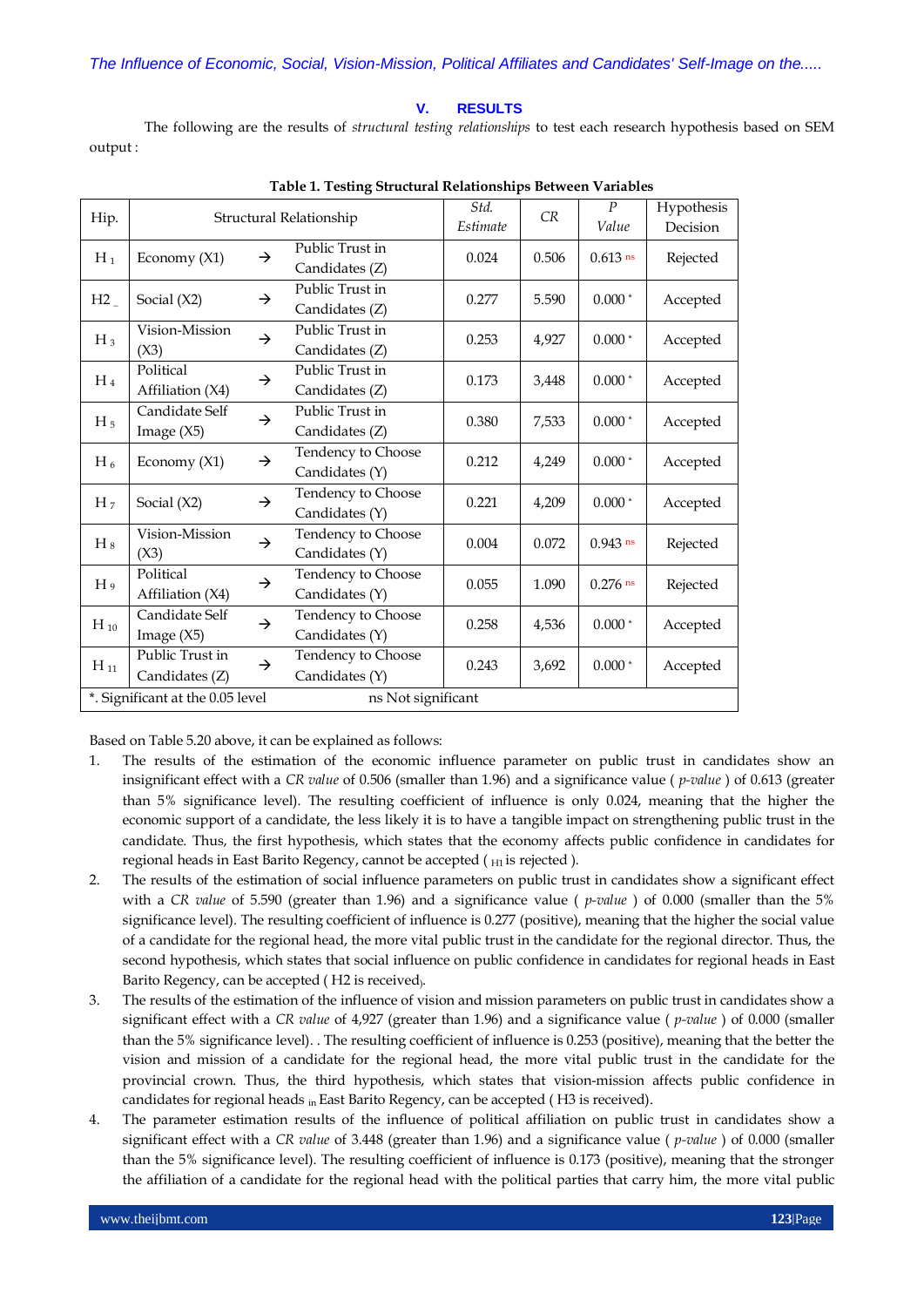## V. RESULTS

The following are the results of *structural testing relationships* to test each research hypothesis based on SEM output :

**Table 1. Testing Structural Relationships Between Variables**

| Hip. | Structural Relationship | | | *Std. Estimate* | *CR* | *P Value* | Hypothesis Decision |
|---|---|---|---|---|---|---|---|
| $H_1$ | Economy (X1) | → | Public Trust in Candidates (Z) | 0.024 | 0.506 | 0.613 ns | Rejected |
| H2 _ | Social (X2) | → | Public Trust in Candidates (Z) | 0.277 | 5.590 | 0.000 * | Accepted |
| $H_3$ | Vision-Mission (X3) | → | Public Trust in Candidates (Z) | 0.253 | 4,927 | 0.000 * | Accepted |
| $H_4$ | Political Affiliation (X4) | → | Public Trust in Candidates (Z) | 0.173 | 3,448 | 0.000 * | Accepted |
| $H_5$ | Candidate Self Image (X5) | → | Public Trust in Candidates (Z) | 0.380 | 7,533 | 0.000 * | Accepted |
| $H_6$ | Economy (X1) | → | Tendency to Choose Candidates (Y) | 0.212 | 4,249 | 0.000 * | Accepted |
| $H_7$ | Social (X2) | → | Tendency to Choose Candidates (Y) | 0.221 | 4,209 | 0.000 * | Accepted |
| $H_8$ | Vision-Mission (X3) | → | Tendency to Choose Candidates (Y) | 0.004 | 0.072 | 0.943 ns | Rejected |
| $H_9$ | Political Affiliation (X4) | → | Tendency to Choose Candidates (Y) | 0.055 | 1.090 | 0.276 ns | Rejected |
| $H_{10}$ | Candidate Self Image (X5) | → | Tendency to Choose Candidates (Y) | 0.258 | 4,536 | 0.000 * | Accepted |
| $H_{11}$ | Public Trust in Candidates (Z) | → | Tendency to Choose Candidates (Y) | 0.243 | 3,692 | 0.000 * | Accepted |
| *. Significant at the 0.05 level | | | ns Not significant | | | | |

Based on Table 5.20 above, it can be explained as follows:

1. The results of the estimation of the economic influence parameter on public trust in candidates show an insignificant effect with a *CR value* of 0.506 (smaller than 1.96) and a significance value ( *p-value* ) of 0.613 (greater than 5% significance level). The resulting coefficient of influence is only 0.024, meaning that the higher the economic support of a candidate, the less likely it is to have a tangible impact on strengthening public trust in the candidate. Thus, the first hypothesis, which states that the economy affects public confidence in candidates for regional heads in East Barito Regency, cannot be accepted ( $_{H1}$ is rejected ).
2. The results of the estimation of social influence parameters on public trust in candidates show a significant effect with a *CR value* of 5.590 (greater than 1.96) and a significance value ( *p-value* ) of 0.000 (smaller than the 5% significance level). The resulting coefficient of influence is 0.277 (positive), meaning that the higher the social value of a candidate for the regional head, the more vital public trust in the candidate for the regional director. Thus, the second hypothesis, which states that social influence on public confidence in candidates for regional heads in East Barito Regency, can be accepted ( H2 is received).
3. The results of the estimation of the influence of vision and mission parameters on public trust in candidates show a significant effect with a *CR value* of 4,927 (greater than 1.96) and a significance value ( *p-value* ) of 0.000 (smaller than the 5% significance level). . The resulting coefficient of influence is 0.253 (positive), meaning that the better the vision and mission of a candidate for the regional head, the more vital public trust in the candidate for the provincial crown. Thus, the third hypothesis, which states that vision-mission affects public confidence in candidates for regional heads $_{in}$ East Barito Regency, can be accepted ( H3 is received).
4. The parameter estimation results of the influence of political affiliation on public trust in candidates show a significant effect with a *CR value* of 3.448 (greater than 1.96) and a significance value ( *p-value* ) of 0.000 (smaller than the 5% significance level). The resulting coefficient of influence is 0.173 (positive), meaning that the stronger the affiliation of a candidate for the regional head with the political parties that carry him, the more vital public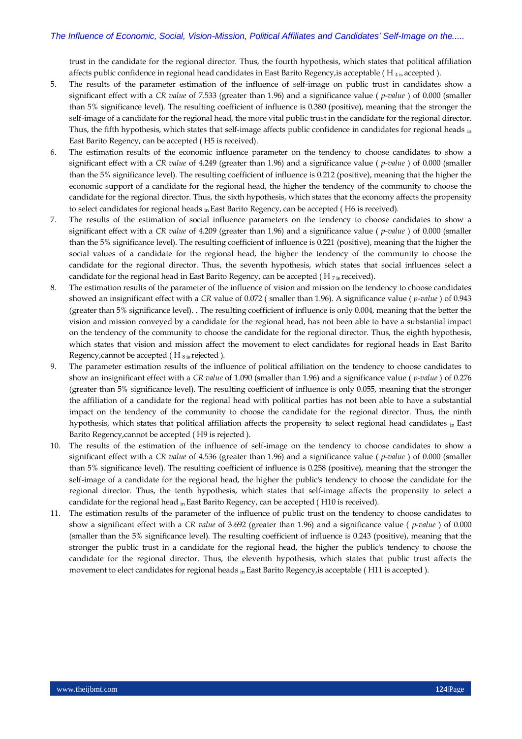trust in the candidate for the regional director. Thus, the fourth hypothesis, which states that political affiliation affects public confidence in regional head candidates in East Barito Regency,is acceptable ( $H_{4}$ is accepted ).

5. The results of the parameter estimation of the influence of self-image on public trust in candidates show a significant effect with a *CR value* of 7.533 (greater than 1.96) and a significance value ( *p-value* ) of 0.000 (smaller than 5% significance level). The resulting coefficient of influence is 0.380 (positive), meaning that the stronger the self-image of a candidate for the regional head, the more vital public trust in the candidate for the regional director. Thus, the fifth hypothesis, which states that self-image affects public confidence in candidates for regional heads in East Barito Regency, can be accepted ( H5 is received).
6. The estimation results of the economic influence parameter on the tendency to choose candidates to show a significant effect with a *CR value* of 4.249 (greater than 1.96) and a significance value ( *p-value* ) of 0.000 (smaller than the 5% significance level). The resulting coefficient of influence is 0.212 (positive), meaning that the higher the economic support of a candidate for the regional head, the higher the tendency of the community to choose the candidate for the regional director. Thus, the sixth hypothesis, which states that the economy affects the propensity to select candidates for regional heads in East Barito Regency, can be accepted ( H6 is received).
7. The results of the estimation of social influence parameters on the tendency to choose candidates to show a significant effect with a *CR value* of 4.209 (greater than 1.96) and a significance value ( *p-value* ) of 0.000 (smaller than the 5% significance level). The resulting coefficient of influence is 0.221 (positive), meaning that the higher the social values of a candidate for the regional head, the higher the tendency of the community to choose the candidate for the regional director. Thus, the seventh hypothesis, which states that social influences select a candidate for the regional head in East Barito Regency, can be accepted ( $H_{7}$ is received).
8. The estimation results of the parameter of the influence of vision and mission on the tendency to choose candidates showed an insignificant effect with a *CR* value of 0.072 ( smaller than 1.96). A significance value ( *p-value* ) of 0.943 (greater than 5% significance level). . The resulting coefficient of influence is only 0.004, meaning that the better the vision and mission conveyed by a candidate for the regional head, has not been able to have a substantial impact on the tendency of the community to choose the candidate for the regional director. Thus, the eighth hypothesis, which states that vision and mission affect the movement to elect candidates for regional heads in East Barito Regency,cannot be accepted ( $H_{8}$ is rejected ).
9. The parameter estimation results of the influence of political affiliation on the tendency to choose candidates to show an insignificant effect with a *CR value* of 1.090 (smaller than 1.96) and a significance value ( *p-value* ) of 0.276 (greater than 5% significance level). The resulting coefficient of influence is only 0.055, meaning that the stronger the affiliation of a candidate for the regional head with political parties has not been able to have a substantial impact on the tendency of the community to choose the candidate for the regional director. Thus, the ninth hypothesis, which states that political affiliation affects the propensity to select regional head candidates in East Barito Regency,cannot be accepted ( H9 is rejected ).
10. The results of the estimation of the influence of self-image on the tendency to choose candidates to show a significant effect with a *CR value* of 4.536 (greater than 1.96) and a significance value ( *p-value* ) of 0.000 (smaller than 5% significance level). The resulting coefficient of influence is 0.258 (positive), meaning that the stronger the self-image of a candidate for the regional head, the higher the public's tendency to choose the candidate for the regional director. Thus, the tenth hypothesis, which states that self-image affects the propensity to select a candidate for the regional head in East Barito Regency, can be accepted ( H10 is received).
11. The estimation results of the parameter of the influence of public trust on the tendency to choose candidates to show a significant effect with a *CR value* of 3.692 (greater than 1.96) and a significance value ( *p-value* ) of 0.000 (smaller than the 5% significance level). The resulting coefficient of influence is 0.243 (positive), meaning that the stronger the public trust in a candidate for the regional head, the higher the public's tendency to choose the candidate for the regional director. Thus, the eleventh hypothesis, which states that public trust affects the movement to elect candidates for regional heads in East Barito Regency,is acceptable ( H11 is accepted ).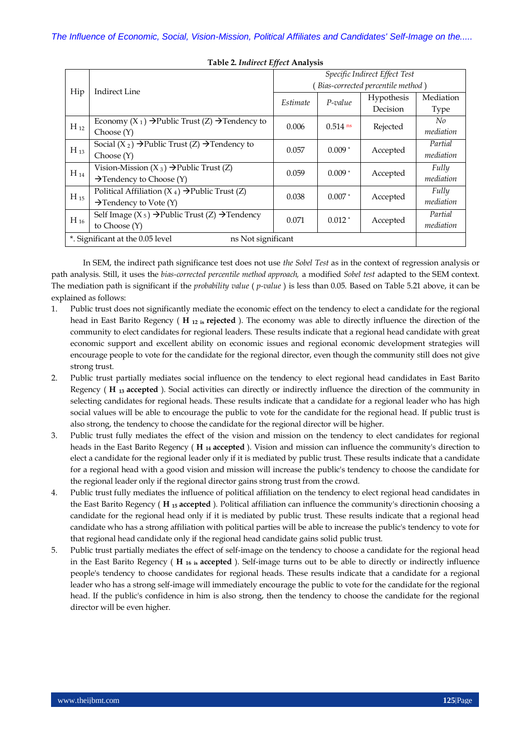**Table 2.** ***Indirect Effect*** **Analysis**

| Hip | Indirect Line | *Specific Indirect Effect Test* (*Bias-corrected percentile method*) | | | |
|---|---|---|---|---|---|
| | | *Estimate* | *P-value* | Hypothesis Decision | Mediation Type |
| $H_{12}$ | Economy ($X_1$) →Public Trust (Z) →Tendency to Choose (Y) | 0.006 | 0.514 ns | Rejected | *No mediation* |
| $H_{13}$ | Social ($X_2$) →Public Trust (Z) →Tendency to Choose (Y) | 0.057 | 0.009 * | Accepted | *Partial mediation* |
| $H_{14}$ | Vision-Mission ($X_3$) →Public Trust (Z) →Tendency to Choose (Y) | 0.059 | 0.009 * | Accepted | *Fully mediation* |
| $H_{15}$ | Political Affiliation ($X_4$) →Public Trust (Z) →Tendency to Vote (Y) | 0.038 | 0.007 * | Accepted | *Fully mediation* |
| $H_{16}$ | Self Image ($X_5$) →Public Trust (Z) →Tendency to Choose (Y) | 0.071 | 0.012 * | Accepted | *Partial mediation* |
| *. Significant at the 0.05 level | ns Not significant | | | | |

In SEM, the indirect path significance test does not use *the Sobel Test* as in the context of regression analysis or path analysis. Still, it uses the *bias-corrected percentile method approach,* a modified *Sobel test* adapted to the SEM context. The mediation path is significant if the *probability value* ( *p-value* ) is less than 0.05. Based on Table 5.21 above, it can be explained as follows:

1. Public trust does not significantly mediate the economic effect on the tendency to elect a candidate for the regional head in East Barito Regency ( **$H_{12}$ is rejected** ). The economy was able to directly influence the direction of the community to elect candidates for regional leaders. These results indicate that a regional head candidate with great economic support and excellent ability on economic issues and regional economic development strategies will encourage people to vote for the candidate for the regional director, even though the community still does not give strong trust.
2. Public trust partially mediates social influence on the tendency to elect regional head candidates in East Barito Regency ( **$H_{13}$ accepted** ). Social activities can directly or indirectly influence the direction of the community in selecting candidates for regional heads. These results indicate that a candidate for a regional leader who has high social values will be able to encourage the public to vote for the candidate for the regional head. If public trust is also strong, the tendency to choose the candidate for the regional director will be higher.
3. Public trust fully mediates the effect of the vision and mission on the tendency to elect candidates for regional heads in the East Barito Regency ( **$H_{14}$ accepted** ). Vision and mission can influence the community's direction to elect a candidate for the regional leader only if it is mediated by public trust. These results indicate that a candidate for a regional head with a good vision and mission will increase the public's tendency to choose the candidate for the regional leader only if the regional director gains strong trust from the crowd.
4. Public trust fully mediates the influence of political affiliation on the tendency to elect regional head candidates in the East Barito Regency ( **$H_{15}$ accepted** ). Political affiliation can influence the community's directionin choosing a candidate for the regional head only if it is mediated by public trust. These results indicate that a regional head candidate who has a strong affiliation with political parties will be able to increase the public's tendency to vote for that regional head candidate only if the regional head candidate gains solid public trust.
5. Public trust partially mediates the effect of self-image on the tendency to choose a candidate for the regional head in the East Barito Regency ( **$H_{16}$ is accepted** ). Self-image turns out to be able to directly or indirectly influence people's tendency to choose candidates for regional heads. These results indicate that a candidate for a regional leader who has a strong self-image will immediately encourage the public to vote for the candidate for the regional head. If the public's confidence in him is also strong, then the tendency to choose the candidate for the regional director will be even higher.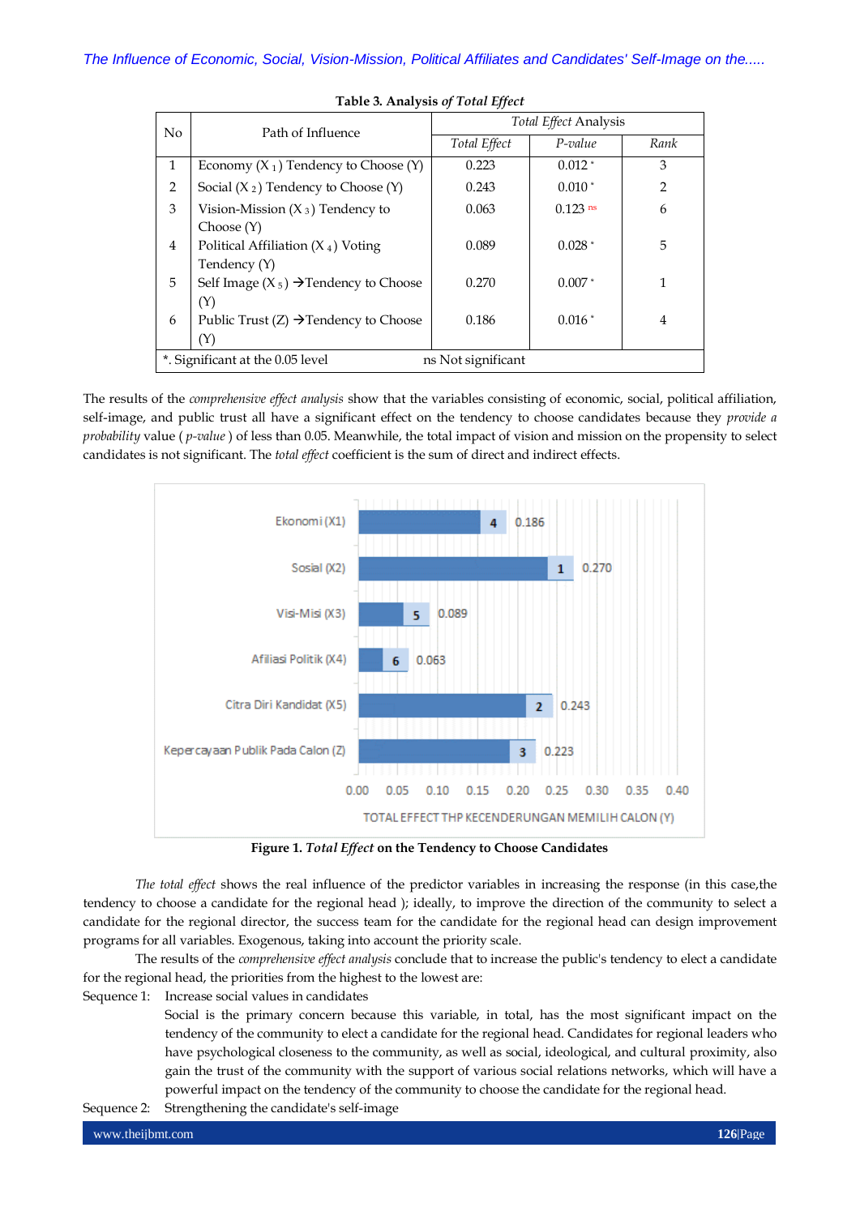**Table 3. Analysis *of Total Effect***

| No | Path of Influence | *Total Effect* Analysis | | |
|---|---|---|---|---|
| | | *Total Effect* | *P-value* | *Rank* |
| 1 | Economy ($X_1$) Tendency to Choose (Y) | 0.223 | 0.012 * | 3 |
| 2 | Social ($X_2$) Tendency to Choose (Y) | 0.243 | 0.010 * | 2 |
| 3 | Vision-Mission ($X_3$) Tendency to Choose (Y) | 0.063 | 0.123 ns | 6 |
| 4 | Political Affiliation ($X_4$) Voting Tendency (Y) | 0.089 | 0.028 * | 5 |
| 5 | Self Image ($X_5$) →Tendency to Choose (Y) | 0.270 | 0.007 * | 1 |
| 6 | Public Trust (Z) →Tendency to Choose (Y) | 0.186 | 0.016 * | 4 |
| *. Significant at the 0.05 level | | ns Not significant | | |

The results of the *comprehensive effect analysis* show that the variables consisting of economic, social, political affiliation, self-image, and public trust all have a significant effect on the tendency to choose candidates because they *provide a probability* value ( *p-value* ) of less than 0.05. Meanwhile, the total impact of vision and mission on the propensity to select candidates is not significant. The *total effect* coefficient is the sum of direct and indirect effects.

**Figure 1.** ***Total Effect*** **on the Tendency to Choose Candidates**

*The total effect* shows the real influence of the predictor variables in increasing the response (in this case,the tendency to choose a candidate for the regional head ); ideally, to improve the direction of the community to select a candidate for the regional director, the success team for the candidate for the regional head can design improvement programs for all variables. Exogenous, taking into account the priority scale.

The results of the *comprehensive effect analysis* conclude that to increase the public's tendency to elect a candidate for the regional head, the priorities from the highest to the lowest are:

Sequence 1: Increase social values in candidates

Social is the primary concern because this variable, in total, has the most significant impact on the tendency of the community to elect a candidate for the regional head. Candidates for regional leaders who have psychological closeness to the community, as well as social, ideological, and cultural proximity, also gain the trust of the community with the support of various social relations networks, which will have a powerful impact on the tendency of the community to choose the candidate for the regional head.

Sequence 2: Strengthening the candidate's self-image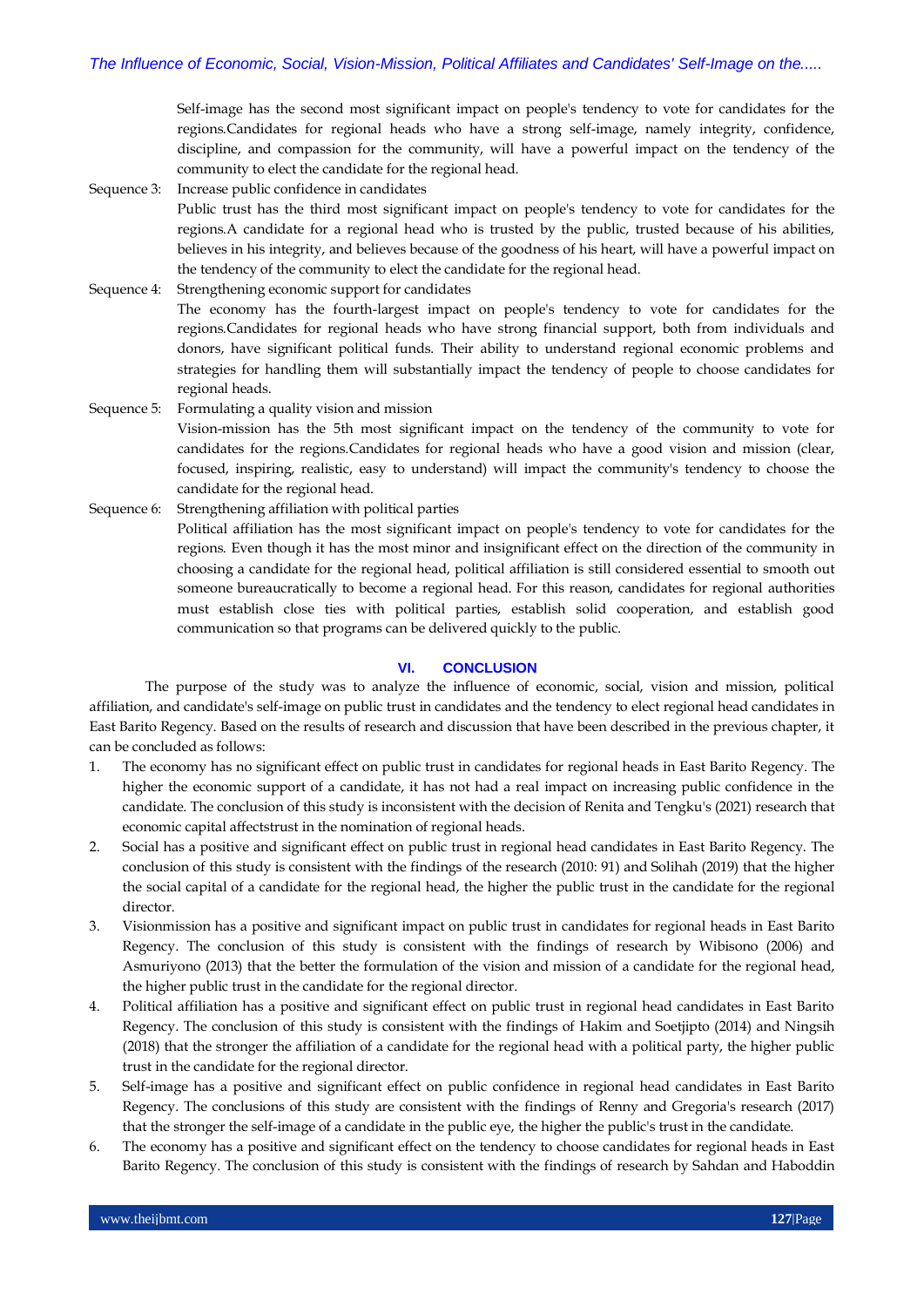Self-image has the second most significant impact on people's tendency to vote for candidates for the regions.Candidates for regional heads who have a strong self-image, namely integrity, confidence, discipline, and compassion for the community, will have a powerful impact on the tendency of the community to elect the candidate for the regional head.

Sequence 3: Increase public confidence in candidates

Public trust has the third most significant impact on people's tendency to vote for candidates for the regions.A candidate for a regional head who is trusted by the public, trusted because of his abilities, believes in his integrity, and believes because of the goodness of his heart, will have a powerful impact on the tendency of the community to elect the candidate for the regional head.

Sequence 4: Strengthening economic support for candidates

The economy has the fourth-largest impact on people's tendency to vote for candidates for the regions.Candidates for regional heads who have strong financial support, both from individuals and donors, have significant political funds. Their ability to understand regional economic problems and strategies for handling them will substantially impact the tendency of people to choose candidates for regional heads.

Sequence 5: Formulating a quality vision and mission

Vision-mission has the 5th most significant impact on the tendency of the community to vote for candidates for the regions.Candidates for regional heads who have a good vision and mission (clear, focused, inspiring, realistic, easy to understand) will impact the community's tendency to choose the candidate for the regional head.

Sequence 6: Strengthening affiliation with political parties

Political affiliation has the most significant impact on people's tendency to vote for candidates for the regions. Even though it has the most minor and insignificant effect on the direction of the community in choosing a candidate for the regional head, political affiliation is still considered essential to smooth out someone bureaucratically to become a regional head. For this reason, candidates for regional authorities must establish close ties with political parties, establish solid cooperation, and establish good communication so that programs can be delivered quickly to the public.

## VI. CONCLUSION

The purpose of the study was to analyze the influence of economic, social, vision and mission, political affiliation, and candidate's self-image on public trust in candidates and the tendency to elect regional head candidates in East Barito Regency. Based on the results of research and discussion that have been described in the previous chapter, it can be concluded as follows:

1. The economy has no significant effect on public trust in candidates for regional heads in East Barito Regency. The higher the economic support of a candidate, it has not had a real impact on increasing public confidence in the candidate. The conclusion of this study is inconsistent with the decision of Renita and Tengku's (2021) research that economic capital affectstrust in the nomination of regional heads.
2. Social has a positive and significant effect on public trust in regional head candidates in East Barito Regency. The conclusion of this study is consistent with the findings of the research (2010: 91) and Solihah (2019) that the higher the social capital of a candidate for the regional head, the higher the public trust in the candidate for the regional director.
3. Visionmission has a positive and significant impact on public trust in candidates for regional heads in East Barito Regency. The conclusion of this study is consistent with the findings of research by Wibisono (2006) and Asmuriyono (2013) that the better the formulation of the vision and mission of a candidate for the regional head, the higher public trust in the candidate for the regional director.
4. Political affiliation has a positive and significant effect on public trust in regional head candidates in East Barito Regency. The conclusion of this study is consistent with the findings of Hakim and Soetjipto (2014) and Ningsih (2018) that the stronger the affiliation of a candidate for the regional head with a political party, the higher public trust in the candidate for the regional director.
5. Self-image has a positive and significant effect on public confidence in regional head candidates in East Barito Regency. The conclusions of this study are consistent with the findings of Renny and Gregoria's research (2017) that the stronger the self-image of a candidate in the public eye, the higher the public's trust in the candidate.
6. The economy has a positive and significant effect on the tendency to choose candidates for regional heads in East Barito Regency. The conclusion of this study is consistent with the findings of research by Sahdan and Haboddin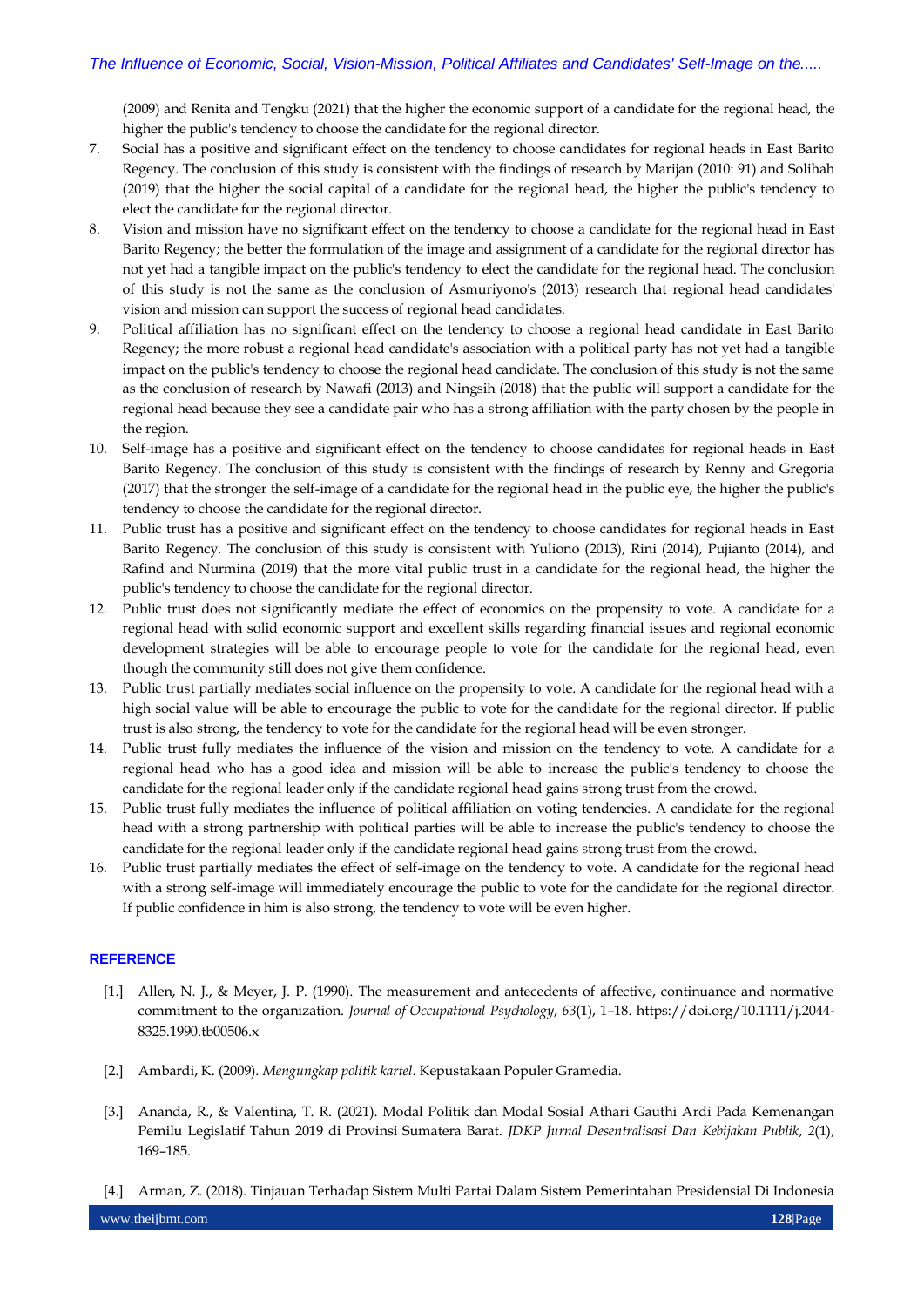(2009) and Renita and Tengku (2021) that the higher the economic support of a candidate for the regional head, the higher the public's tendency to choose the candidate for the regional director.

7. Social has a positive and significant effect on the tendency to choose candidates for regional heads in East Barito Regency. The conclusion of this study is consistent with the findings of research by Marijan (2010: 91) and Solihah (2019) that the higher the social capital of a candidate for the regional head, the higher the public's tendency to elect the candidate for the regional director.
8. Vision and mission have no significant effect on the tendency to choose a candidate for the regional head in East Barito Regency; the better the formulation of the image and assignment of a candidate for the regional director has not yet had a tangible impact on the public's tendency to elect the candidate for the regional head. The conclusion of this study is not the same as the conclusion of Asmuriyono's (2013) research that regional head candidates' vision and mission can support the success of regional head candidates.
9. Political affiliation has no significant effect on the tendency to choose a regional head candidate in East Barito Regency; the more robust a regional head candidate's association with a political party has not yet had a tangible impact on the public's tendency to choose the regional head candidate. The conclusion of this study is not the same as the conclusion of research by Nawafi (2013) and Ningsih (2018) that the public will support a candidate for the regional head because they see a candidate pair who has a strong affiliation with the party chosen by the people in the region.
10. Self-image has a positive and significant effect on the tendency to choose candidates for regional heads in East Barito Regency. The conclusion of this study is consistent with the findings of research by Renny and Gregoria (2017) that the stronger the self-image of a candidate for the regional head in the public eye, the higher the public's tendency to choose the candidate for the regional director.
11. Public trust has a positive and significant effect on the tendency to choose candidates for regional heads in East Barito Regency. The conclusion of this study is consistent with Yuliono (2013), Rini (2014), Pujianto (2014), and Rafind and Nurmina (2019) that the more vital public trust in a candidate for the regional head, the higher the public's tendency to choose the candidate for the regional director.
12. Public trust does not significantly mediate the effect of economics on the propensity to vote. A candidate for a regional head with solid economic support and excellent skills regarding financial issues and regional economic development strategies will be able to encourage people to vote for the candidate for the regional head, even though the community still does not give them confidence.
13. Public trust partially mediates social influence on the propensity to vote. A candidate for the regional head with a high social value will be able to encourage the public to vote for the candidate for the regional director. If public trust is also strong, the tendency to vote for the candidate for the regional head will be even stronger.
14. Public trust fully mediates the influence of the vision and mission on the tendency to vote. A candidate for a regional head who has a good idea and mission will be able to increase the public's tendency to choose the candidate for the regional leader only if the candidate regional head gains strong trust from the crowd.
15. Public trust fully mediates the influence of political affiliation on voting tendencies. A candidate for the regional head with a strong partnership with political parties will be able to increase the public's tendency to choose the candidate for the regional leader only if the candidate regional head gains strong trust from the crowd.
16. Public trust partially mediates the effect of self-image on the tendency to vote. A candidate for the regional head with a strong self-image will immediately encourage the public to vote for the candidate for the regional director. If public confidence in him is also strong, the tendency to vote will be even higher.

## REFERENCE

[1.] Allen, N. J., & Meyer, J. P. (1990). The measurement and antecedents of affective, continuance and normative commitment to the organization. *Journal of Occupational Psychology*, *63*(1), 1–18. https://doi.org/10.1111/j.2044-8325.1990.tb00506.x

[2.] Ambardi, K. (2009). *Mengungkap politik kartel*. Kepustakaan Populer Gramedia.

[3.] Ananda, R., & Valentina, T. R. (2021). Modal Politik dan Modal Sosial Athari Gauthi Ardi Pada Kemenangan Pemilu Legislatif Tahun 2019 di Provinsi Sumatera Barat. *JDKP Jurnal Desentralisasi Dan Kebijakan Publik*, *2*(1), 169–185.

[4.] Arman, Z. (2018). Tinjauan Terhadap Sistem Multi Partai Dalam Sistem Pemerintahan Presidensial Di Indonesia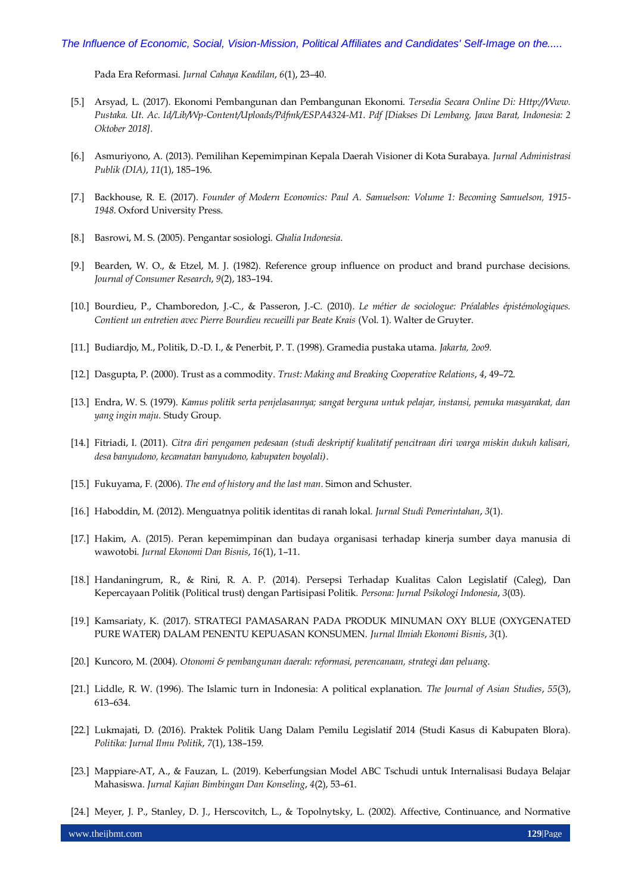Pada Era Reformasi. *Jurnal Cahaya Keadilan*, *6*(1), 23–40.

[5.] Arsyad, L. (2017). Ekonomi Pembangunan dan Pembangunan Ekonomi. *Tersedia Secara Online Di: Http://Www. Pustaka. Ut. Ac. Id/Lib/Wp-Content/Uploads/Pdfmk/ESPA4324-M1. Pdf [Diakses Di Lembang, Jawa Barat, Indonesia: 2 Oktober 2018]*.

[6.] Asmuriyono, A. (2013). Pemilihan Kepemimpinan Kepala Daerah Visioner di Kota Surabaya. *Jurnal Administrasi Publik (DIA)*, *11*(1), 185–196.

[7.] Backhouse, R. E. (2017). *Founder of Modern Economics: Paul A. Samuelson: Volume 1: Becoming Samuelson, 1915-1948*. Oxford University Press.

[8.] Basrowi, M. S. (2005). Pengantar sosiologi. *Ghalia Indonesia*.

[9.] Bearden, W. O., & Etzel, M. J. (1982). Reference group influence on product and brand purchase decisions. *Journal of Consumer Research*, *9*(2), 183–194.

[10.] Bourdieu, P., Chamboredon, J.-C., & Passeron, J.-C. (2010). *Le métier de sociologue: Préalables épistémologiques. Contient un entretien avec Pierre Bourdieu recueilli par Beate Krais* (Vol. 1). Walter de Gruyter.

[11.] Budiardjo, M., Politik, D.-D. I., & Penerbit, P. T. (1998). Gramedia pustaka utama. *Jakarta, 2oo9*.

[12.] Dasgupta, P. (2000). Trust as a commodity. *Trust: Making and Breaking Cooperative Relations*, *4*, 49–72.

[13.] Endra, W. S. (1979). *Kamus politik serta penjelasannya; sangat berguna untuk pelajar, instansi, pemuka masyarakat, dan yang ingin maju*. Study Group.

[14.] Fitriadi, I. (2011). *Citra diri pengamen pedesaan (studi deskriptif kualitatif pencitraan diri warga miskin dukuh kalisari, desa banyudono, kecamatan banyudono, kabupaten boyolali)*.

[15.] Fukuyama, F. (2006). *The end of history and the last man*. Simon and Schuster.

[16.] Haboddin, M. (2012). Menguatnya politik identitas di ranah lokal. *Jurnal Studi Pemerintahan*, *3*(1).

[17.] Hakim, A. (2015). Peran kepemimpinan dan budaya organisasi terhadap kinerja sumber daya manusia di wawotobi. *Jurnal Ekonomi Dan Bisnis*, *16*(1), 1–11.

[18.] Handaningrum, R., & Rini, R. A. P. (2014). Persepsi Terhadap Kualitas Calon Legislatif (Caleg), Dan Kepercayaan Politik (Political trust) dengan Partisipasi Politik. *Persona: Jurnal Psikologi Indonesia*, *3*(03).

[19.] Kamsariaty, K. (2017). STRATEGI PAMASARAN PADA PRODUK MINUMAN OXY BLUE (OXYGENATED PURE WATER) DALAM PENENTU KEPUASAN KONSUMEN. *Jurnal Ilmiah Ekonomi Bisnis*, *3*(1).

[20.] Kuncoro, M. (2004). *Otonomi & pembangunan daerah: reformasi, perencanaan, strategi dan peluang*.

[21.] Liddle, R. W. (1996). The Islamic turn in Indonesia: A political explanation. *The Journal of Asian Studies*, *55*(3), 613–634.

[22.] Lukmajati, D. (2016). Praktek Politik Uang Dalam Pemilu Legislatif 2014 (Studi Kasus di Kabupaten Blora). *Politika: Jurnal Ilmu Politik*, *7*(1), 138–159.

[23.] Mappiare-AT, A., & Fauzan, L. (2019). Keberfungsian Model ABC Tschudi untuk Internalisasi Budaya Belajar Mahasiswa. *Jurnal Kajian Bimbingan Dan Konseling*, *4*(2), 53–61.

[24.] Meyer, J. P., Stanley, D. J., Herscovitch, L., & Topolnytsky, L. (2002). Affective, Continuance, and Normative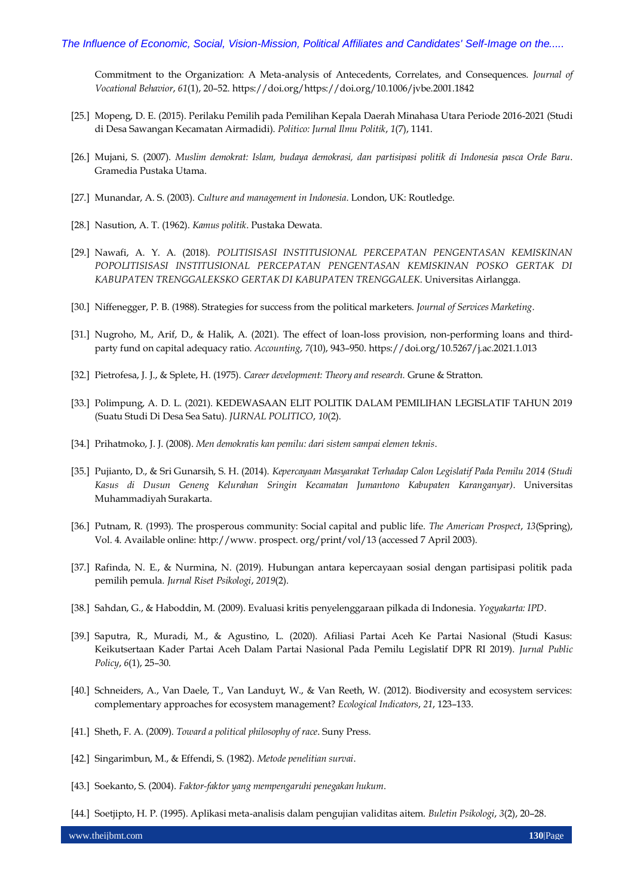Commitment to the Organization: A Meta-analysis of Antecedents, Correlates, and Consequences. *Journal of Vocational Behavior*, *61*(1), 20–52. https://doi.org/https://doi.org/10.1006/jvbe.2001.1842

[25.] Mopeng, D. E. (2015). Perilaku Pemilih pada Pemilihan Kepala Daerah Minahasa Utara Periode 2016-2021 (Studi di Desa Sawangan Kecamatan Airmadidi). *Politico: Jurnal Ilmu Politik*, *1*(7), 1141.

[26.] Mujani, S. (2007). *Muslim demokrat: Islam, budaya demokrasi, dan partisipasi politik di Indonesia pasca Orde Baru*. Gramedia Pustaka Utama.

[27.] Munandar, A. S. (2003). *Culture and management in Indonesia*. London, UK: Routledge.

[28.] Nasution, A. T. (1962). *Kamus politik*. Pustaka Dewata.

[29.] Nawafi, A. Y. A. (2018). *POLITISISASI INSTITUSIONAL PERCEPATAN PENGENTASAN KEMISKINAN POPOLITISISASI INSTITUSIONAL PERCEPATAN PENGENTASAN KEMISKINAN POSKO GERTAK DI KABUPATEN TRENGGALEKSKO GERTAK DI KABUPATEN TRENGGALEK*. Universitas Airlangga.

[30.] Niffenegger, P. B. (1988). Strategies for success from the political marketers. *Journal of Services Marketing*.

[31.] Nugroho, M., Arif, D., & Halik, A. (2021). The effect of loan-loss provision, non-performing loans and third-party fund on capital adequacy ratio. *Accounting*, *7*(10), 943–950. https://doi.org/10.5267/j.ac.2021.1.013

[32.] Pietrofesa, J. J., & Splete, H. (1975). *Career development: Theory and research.* Grune & Stratton.

[33.] Polimpung, A. D. L. (2021). KEDEWASAAN ELIT POLITIK DALAM PEMILIHAN LEGISLATIF TAHUN 2019 (Suatu Studi Di Desa Sea Satu). *JURNAL POLITICO*, *10*(2).

[34.] Prihatmoko, J. J. (2008). *Men demokratis kan pemilu: dari sistem sampai elemen teknis*.

[35.] Pujianto, D., & Sri Gunarsih, S. H. (2014). *Kepercayaan Masyarakat Terhadap Calon Legislatif Pada Pemilu 2014 (Studi Kasus di Dusun Geneng Kelurahan Sringin Kecamatan Jumantono Kabupaten Karanganyar)*. Universitas Muhammadiyah Surakarta.

[36.] Putnam, R. (1993). The prosperous community: Social capital and public life. *The American Prospect*, *13*(Spring), Vol. 4. Available online: http://www. prospect. org/print/vol/13 (accessed 7 April 2003).

[37.] Rafinda, N. E., & Nurmina, N. (2019). Hubungan antara kepercayaan sosial dengan partisipasi politik pada pemilih pemula. *Jurnal Riset Psikologi*, *2019*(2).

[38.] Sahdan, G., & Haboddin, M. (2009). Evaluasi kritis penyelenggaraan pilkada di Indonesia. *Yogyakarta: IPD*.

[39.] Saputra, R., Muradi, M., & Agustino, L. (2020). Afiliasi Partai Aceh Ke Partai Nasional (Studi Kasus: Keikutsertaan Kader Partai Aceh Dalam Partai Nasional Pada Pemilu Legislatif DPR RI 2019). *Jurnal Public Policy*, *6*(1), 25–30.

[40.] Schneiders, A., Van Daele, T., Van Landuyt, W., & Van Reeth, W. (2012). Biodiversity and ecosystem services: complementary approaches for ecosystem management? *Ecological Indicators*, *21*, 123–133.

[41.] Sheth, F. A. (2009). *Toward a political philosophy of race*. Suny Press.

[42.] Singarimbun, M., & Effendi, S. (1982). *Metode penelitian survai*.

[43.] Soekanto, S. (2004). *Faktor-faktor yang mempengaruhi penegakan hukum*.

[44.] Soetjipto, H. P. (1995). Aplikasi meta-analisis dalam pengujian validitas aitem. *Buletin Psikologi*, *3*(2), 20–28.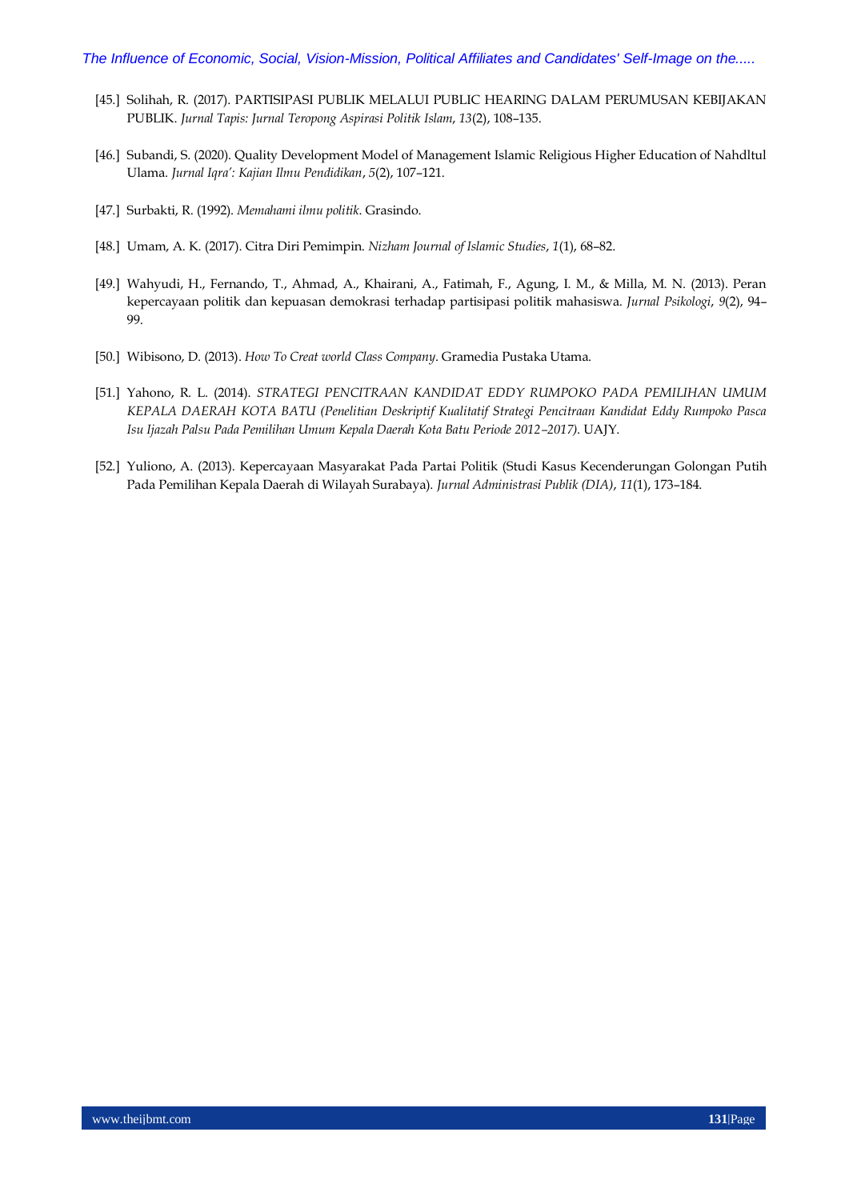[45.] Solihah, R. (2017). PARTISIPASI PUBLIK MELALUI PUBLIC HEARING DALAM PERUMUSAN KEBIJAKAN PUBLIK. *Jurnal Tapis: Jurnal Teropong Aspirasi Politik Islam*, *13*(2), 108–135.

[46.] Subandi, S. (2020). Quality Development Model of Management Islamic Religious Higher Education of Nahdltul Ulama. *Jurnal Iqra': Kajian Ilmu Pendidikan*, *5*(2), 107–121.

[47.] Surbakti, R. (1992). *Memahami ilmu politik*. Grasindo.

[48.] Umam, A. K. (2017). Citra Diri Pemimpin. *Nizham Journal of Islamic Studies*, *1*(1), 68–82.

[49.] Wahyudi, H., Fernando, T., Ahmad, A., Khairani, A., Fatimah, F., Agung, I. M., & Milla, M. N. (2013). Peran kepercayaan politik dan kepuasan demokrasi terhadap partisipasi politik mahasiswa. *Jurnal Psikologi*, *9*(2), 94–99.

[50.] Wibisono, D. (2013). *How To Creat world Class Company*. Gramedia Pustaka Utama.

[51.] Yahono, R. L. (2014). *STRATEGI PENCITRAAN KANDIDAT EDDY RUMPOKO PADA PEMILIHAN UMUM KEPALA DAERAH KOTA BATU (Penelitian Deskriptif Kualitatif Strategi Pencitraan Kandidat Eddy Rumpoko Pasca Isu Ijazah Palsu Pada Pemilihan Umum Kepala Daerah Kota Batu Periode 2012–2017).* UAJY.

[52.] Yuliono, A. (2013). Kepercayaan Masyarakat Pada Partai Politik (Studi Kasus Kecenderungan Golongan Putih Pada Pemilihan Kepala Daerah di Wilayah Surabaya). *Jurnal Administrasi Publik (DIA)*, *11*(1), 173–184.